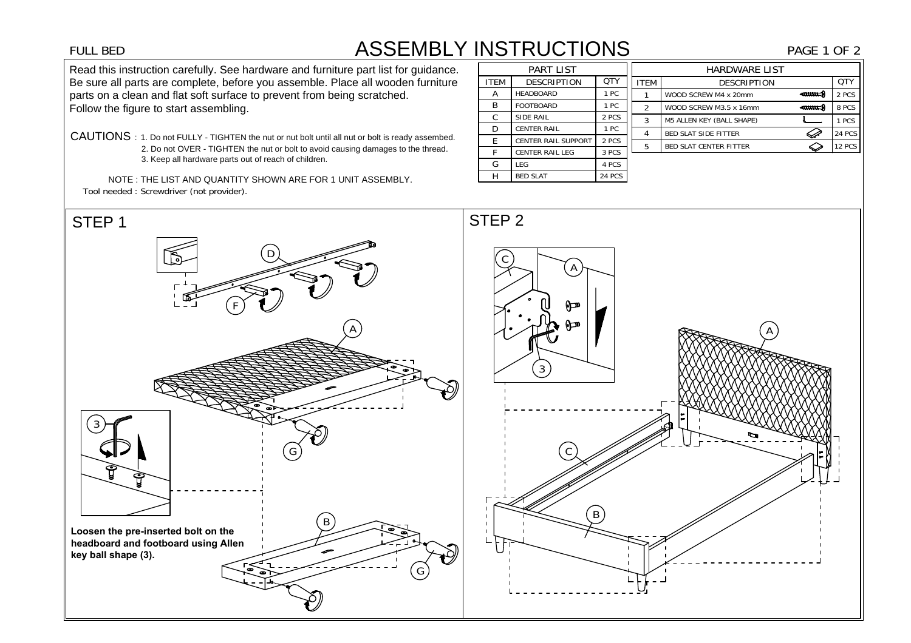FULL BED

# ASSEMBLY INSTRUCTIONS

Read this instruction carefully. See hardware and furniture part list for guidance. Be sure all parts are complete, before you assemble. Place all wooden furniture parts on a clean and flat soft surface to prevent from being scratched. Follow the figure to start assembling.

CAUTIONS :
1. Do not FULLY - TIGHTEN the nut or nut bolt until all nut or bolt is ready assembed.
2. Do not OVER - TIGHTEN the nut or bolt to avoid causing damages to the thread.
3. Keep all hardware parts out of reach of children.

NOTE : THE LIST AND QUANTITY SHOWN ARE FOR 1 UNIT ASSEMBLY.

Tool needed : Screwdriver (not provider).

| PART LIST | | |
|---|---|---|
| ITEM | DESCRIPTION | QTY |
| A | HEADBOARD | 1 PC |
| B | FOOTBOARD | 1 PC |
| C | SIDE RAIL | 2 PCS |
| D | CENTER RAIL | 1 PC |
| E | CENTER RAIL SUPPORT | 2 PCS |
| F | CENTER RAIL LEG | 3 PCS |
| G | LEG | 4 PCS |
| H | BED SLAT | 24 PCS |

| HARDWARE LIST | | |
|---|---|---|
| ITEM | DESCRIPTION | QTY |
| 1 | WOOD SCREW M4 x 20mm | 2 PCS |
| 2 | WOOD SCREW M3.5 x 16mm | 8 PCS |
| 3 | M5 ALLEN KEY (BALL SHAPE) | 1 PCS |
| 4 | BED SLAT SIDE FITTER | 24 PCS |
| 5 | BED SLAT CENTER FITTER | 12 PCS |

## STEP 1

D

F

A

3

G

B

G

**Loosen the pre-inserted bolt on the headboard and footboard using Allen key ball shape (3).**

## STEP 2

C

A

3

A

C

B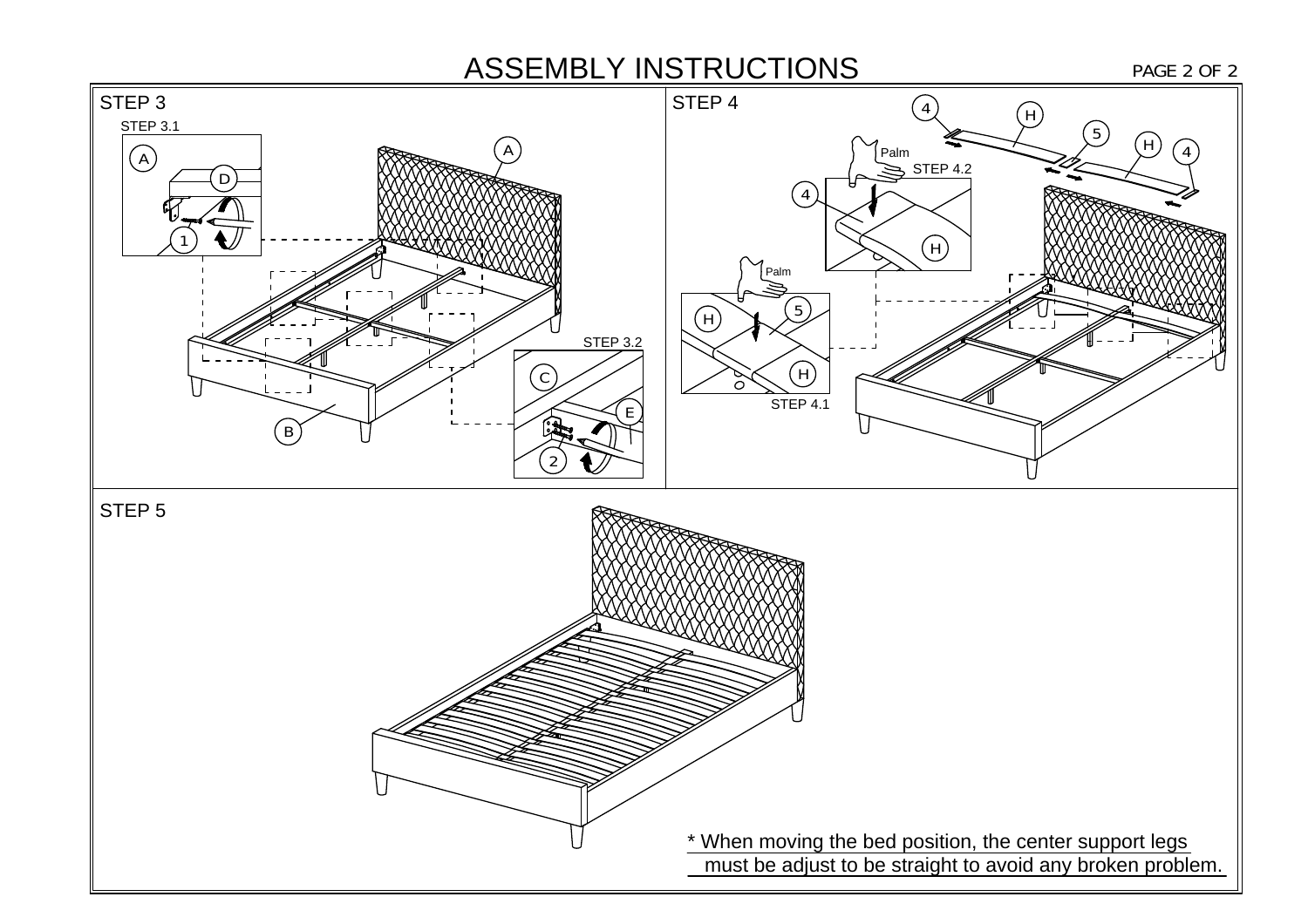# ASSEMBLY INSTRUCTIONS

## STEP 3

STEP 3.1

A

D

1

A

B

STEP 3.2

C

E

2

## STEP 4

4

H

5

H

4

Palm

STEP 4.2

4

H

Palm

5

H

H

STEP 4.1

## STEP 5

* When moving the bed position, the center support legs must be adjust to be straight to avoid any broken problem.